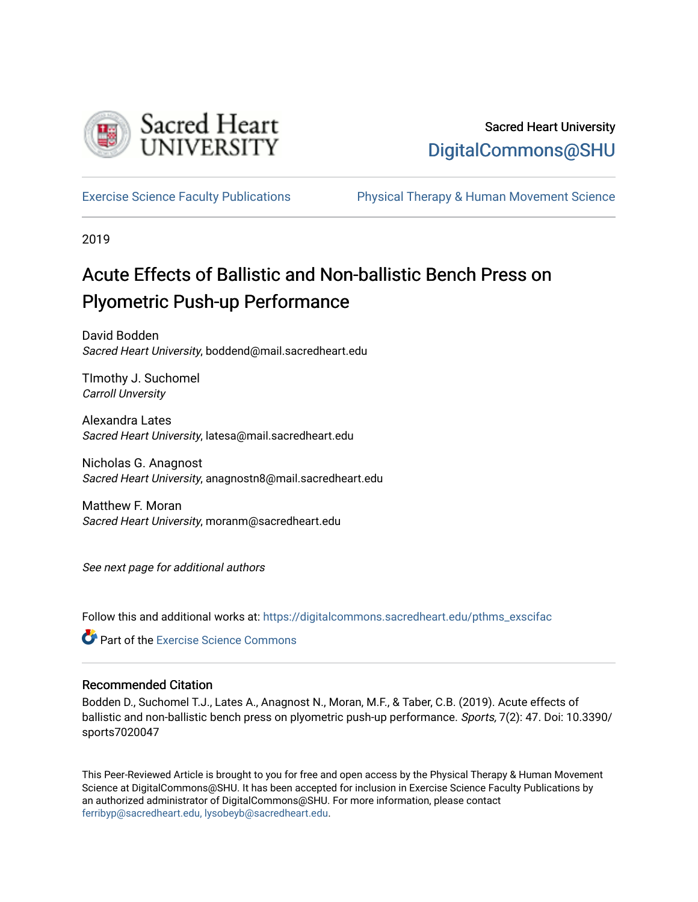Sacred Heart University
DigitalCommons@SHU

Exercise Science Faculty Publications | Physical Therapy & Human Movement Science

2019

# Acute Effects of Ballistic and Non-ballistic Bench Press on Plyometric Push-up Performance

David Bodden
*Sacred Heart University*, boddend@mail.sacredheart.edu

TImothy J. Suchomel
*Carroll Unversity*

Alexandra Lates
*Sacred Heart University*, latesa@mail.sacredheart.edu

Nicholas G. Anagnost
*Sacred Heart University*, anagnostn8@mail.sacredheart.edu

Matthew F. Moran
*Sacred Heart University*, moranm@sacredheart.edu

*See next page for additional authors*

Follow this and additional works at: https://digitalcommons.sacredheart.edu/pthms_exscifac

Part of the Exercise Science Commons

## Recommended Citation

Bodden D., Suchomel T.J., Lates A., Anagnost N., Moran, M.F., & Taber, C.B. (2019). Acute effects of ballistic and non-ballistic bench press on plyometric push-up performance. *Sports,* 7(2): 47. Doi: 10.3390/sports7020047

This Peer-Reviewed Article is brought to you for free and open access by the Physical Therapy & Human Movement Science at DigitalCommons@SHU. It has been accepted for inclusion in Exercise Science Faculty Publications by an authorized administrator of DigitalCommons@SHU. For more information, please contact ferribyp@sacredheart.edu, lysobeyb@sacredheart.edu.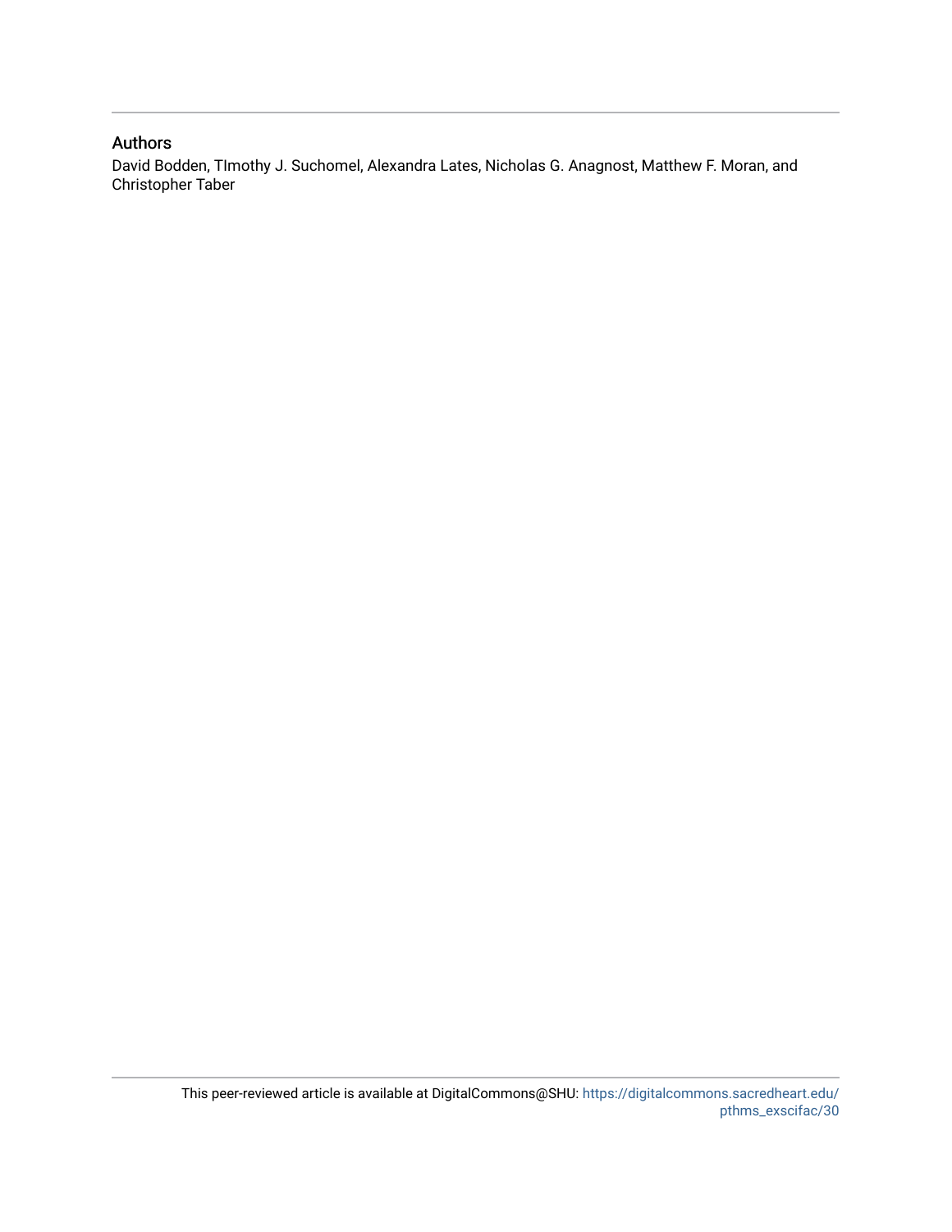## Authors

David Bodden, TImothy J. Suchomel, Alexandra Lates, Nicholas G. Anagnost, Matthew F. Moran, and Christopher Taber

This peer-reviewed article is available at DigitalCommons@SHU: https://digitalcommons.sacredheart.edu/pthms_exscifac/30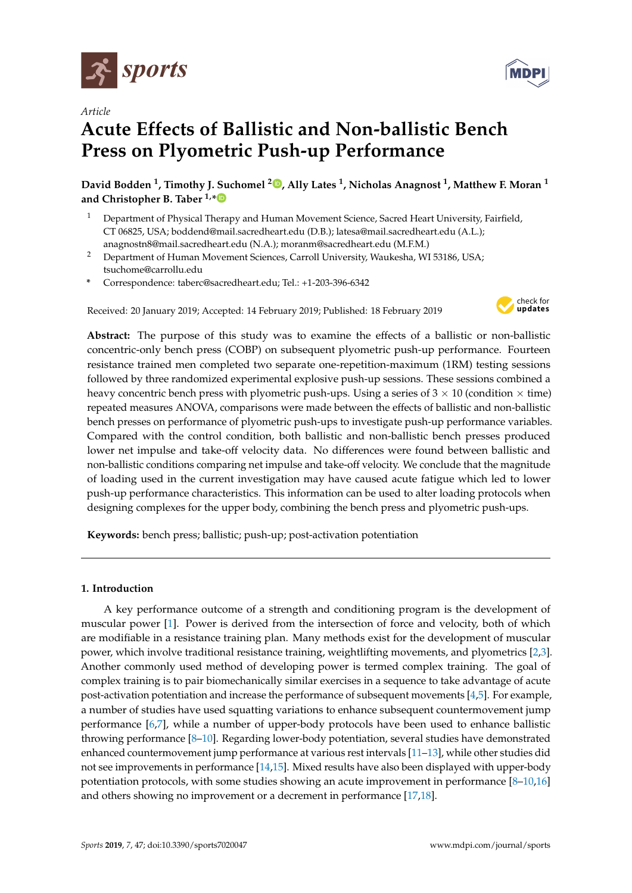# Acute Effects of Ballistic and Non-ballistic Bench Press on Plyometric Push-up Performance

**David Bodden [1], Timothy J. Suchomel [2], Ally Lates [1], Nicholas Anagnost [1], Matthew F. Moran [1] and Christopher B. Taber [1,*]**

[1] Department of Physical Therapy and Human Movement Science, Sacred Heart University, Fairfield, CT 06825, USA; boddend@mail.sacredheart.edu (D.B.); latesa@mail.sacredheart.edu (A.L.); anagnostn8@mail.sacredheart.edu (N.A.); moranm@sacredheart.edu (M.F.M.)

[2] Department of Human Movement Sciences, Carroll University, Waukesha, WI 53186, USA; tsuchome@carrollu.edu

\* Correspondence: taberc@sacredheart.edu; Tel.: +1-203-396-6342

Received: 20 January 2019; Accepted: 14 February 2019; Published: 18 February 2019

**Abstract:** The purpose of this study was to examine the effects of a ballistic or non-ballistic concentric-only bench press (COBP) on subsequent plyometric push-up performance. Fourteen resistance trained men completed two separate one-repetition-maximum (1RM) testing sessions followed by three randomized experimental explosive push-up sessions. These sessions combined a heavy concentric bench press with plyometric push-ups. Using a series of 3 × 10 (condition × time) repeated measures ANOVA, comparisons were made between the effects of ballistic and non-ballistic bench presses on performance of plyometric push-ups to investigate push-up performance variables. Compared with the control condition, both ballistic and non-ballistic bench presses produced lower net impulse and take-off velocity data. No differences were found between ballistic and non-ballistic conditions comparing net impulse and take-off velocity. We conclude that the magnitude of loading used in the current investigation may have caused acute fatigue which led to lower push-up performance characteristics. This information can be used to alter loading protocols when designing complexes for the upper body, combining the bench press and plyometric push-ups.

**Keywords:** bench press; ballistic; push-up; post-activation potentiation

## 1. Introduction

A key performance outcome of a strength and conditioning program is the development of muscular power [1]. Power is derived from the intersection of force and velocity, both of which are modifiable in a resistance training plan. Many methods exist for the development of muscular power, which involve traditional resistance training, weightlifting movements, and plyometrics [2,3]. Another commonly used method of developing power is termed complex training. The goal of complex training is to pair biomechanically similar exercises in a sequence to take advantage of acute post-activation potentiation and increase the performance of subsequent movements [4,5]. For example, a number of studies have used squatting variations to enhance subsequent countermovement jump performance [6,7], while a number of upper-body protocols have been used to enhance ballistic throwing performance [8–10]. Regarding lower-body potentiation, several studies have demonstrated enhanced countermovement jump performance at various rest intervals [11–13], while other studies did not see improvements in performance [14,15]. Mixed results have also been displayed with upper-body potentiation protocols, with some studies showing an acute improvement in performance [8–10,16] and others showing no improvement or a decrement in performance [17,18].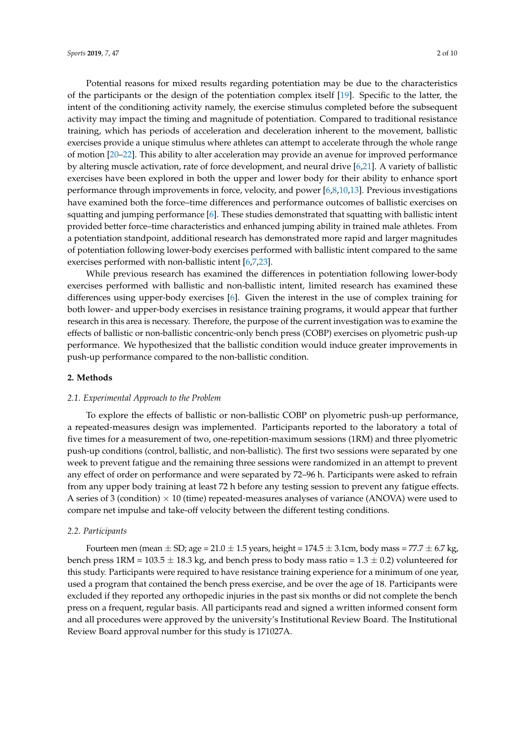Potential reasons for mixed results regarding potentiation may be due to the characteristics of the participants or the design of the potentiation complex itself [19]. Specific to the latter, the intent of the conditioning activity namely, the exercise stimulus completed before the subsequent activity may impact the timing and magnitude of potentiation. Compared to traditional resistance training, which has periods of acceleration and deceleration inherent to the movement, ballistic exercises provide a unique stimulus where athletes can attempt to accelerate through the whole range of motion [20–22]. This ability to alter acceleration may provide an avenue for improved performance by altering muscle activation, rate of force development, and neural drive [6,21]. A variety of ballistic exercises have been explored in both the upper and lower body for their ability to enhance sport performance through improvements in force, velocity, and power [6,8,10,13]. Previous investigations have examined both the force–time differences and performance outcomes of ballistic exercises on squatting and jumping performance [6]. These studies demonstrated that squatting with ballistic intent provided better force–time characteristics and enhanced jumping ability in trained male athletes. From a potentiation standpoint, additional research has demonstrated more rapid and larger magnitudes of potentiation following lower-body exercises performed with ballistic intent compared to the same exercises performed with non-ballistic intent [6,7,23].

While previous research has examined the differences in potentiation following lower-body exercises performed with ballistic and non-ballistic intent, limited research has examined these differences using upper-body exercises [6]. Given the interest in the use of complex training for both lower- and upper-body exercises in resistance training programs, it would appear that further research in this area is necessary. Therefore, the purpose of the current investigation was to examine the effects of ballistic or non-ballistic concentric-only bench press (COBP) exercises on plyometric push-up performance. We hypothesized that the ballistic condition would induce greater improvements in push-up performance compared to the non-ballistic condition.

## 2. Methods

### *2.1. Experimental Approach to the Problem*

To explore the effects of ballistic or non-ballistic COBP on plyometric push-up performance, a repeated-measures design was implemented. Participants reported to the laboratory a total of five times for a measurement of two, one-repetition-maximum sessions (1RM) and three plyometric push-up conditions (control, ballistic, and non-ballistic). The first two sessions were separated by one week to prevent fatigue and the remaining three sessions were randomized in an attempt to prevent any effect of order on performance and were separated by 72–96 h. Participants were asked to refrain from any upper body training at least 72 h before any testing session to prevent any fatigue effects. A series of 3 (condition) $\times$ 10 (time) repeated-measures analyses of variance (ANOVA) were used to compare net impulse and take-off velocity between the different testing conditions.

### *2.2. Participants*

Fourteen men (mean $\pm$ SD; age = 21.0 $\pm$ 1.5 years, height = 174.5 $\pm$ 3.1cm, body mass = 77.7 $\pm$ 6.7 kg, bench press 1RM = 103.5 $\pm$ 18.3 kg, and bench press to body mass ratio = 1.3 $\pm$ 0.2) volunteered for this study. Participants were required to have resistance training experience for a minimum of one year, used a program that contained the bench press exercise, and be over the age of 18. Participants were excluded if they reported any orthopedic injuries in the past six months or did not complete the bench press on a frequent, regular basis. All participants read and signed a written informed consent form and all procedures were approved by the university's Institutional Review Board. The Institutional Review Board approval number for this study is 171027A.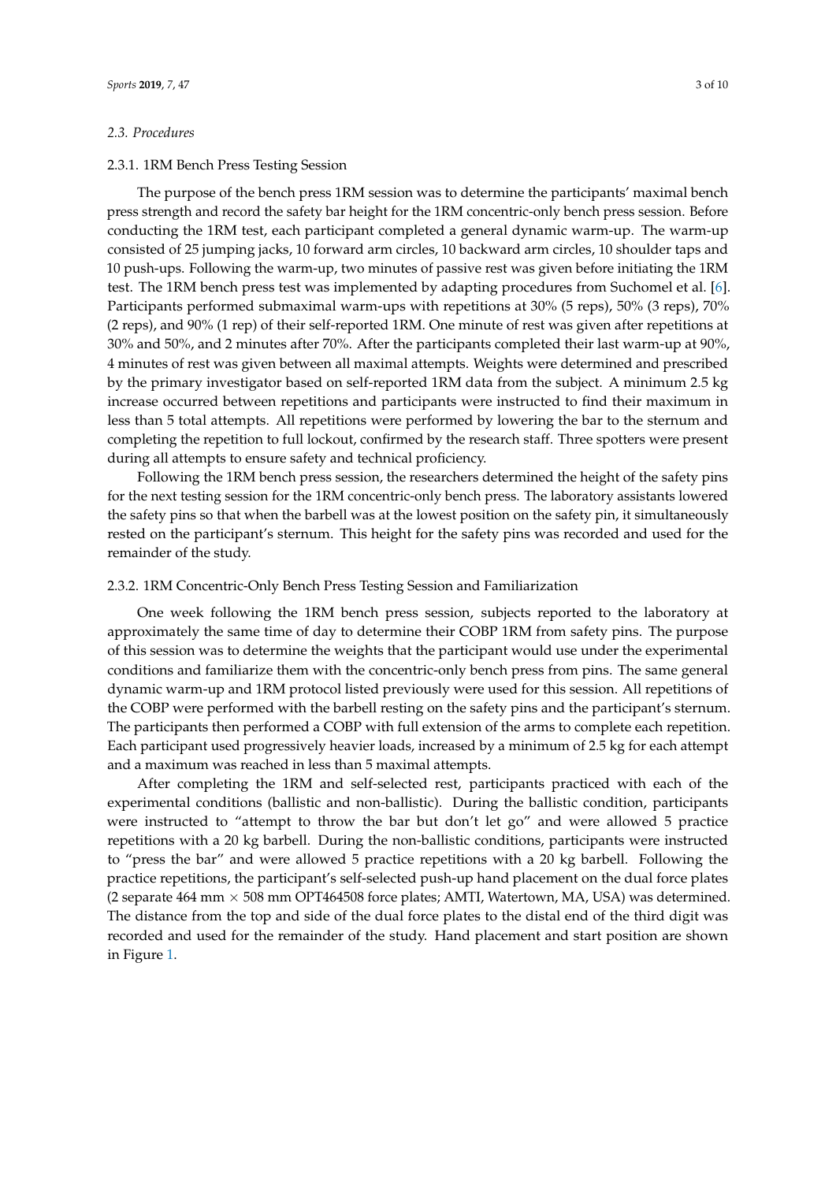### 2.3. Procedures

#### 2.3.1. 1RM Bench Press Testing Session

The purpose of the bench press 1RM session was to determine the participants' maximal bench press strength and record the safety bar height for the 1RM concentric-only bench press session. Before conducting the 1RM test, each participant completed a general dynamic warm-up. The warm-up consisted of 25 jumping jacks, 10 forward arm circles, 10 backward arm circles, 10 shoulder taps and 10 push-ups. Following the warm-up, two minutes of passive rest was given before initiating the 1RM test. The 1RM bench press test was implemented by adapting procedures from Suchomel et al. [6]. Participants performed submaximal warm-ups with repetitions at 30% (5 reps), 50% (3 reps), 70% (2 reps), and 90% (1 rep) of their self-reported 1RM. One minute of rest was given after repetitions at 30% and 50%, and 2 minutes after 70%. After the participants completed their last warm-up at 90%, 4 minutes of rest was given between all maximal attempts. Weights were determined and prescribed by the primary investigator based on self-reported 1RM data from the subject. A minimum 2.5 kg increase occurred between repetitions and participants were instructed to find their maximum in less than 5 total attempts. All repetitions were performed by lowering the bar to the sternum and completing the repetition to full lockout, confirmed by the research staff. Three spotters were present during all attempts to ensure safety and technical proficiency.

Following the 1RM bench press session, the researchers determined the height of the safety pins for the next testing session for the 1RM concentric-only bench press. The laboratory assistants lowered the safety pins so that when the barbell was at the lowest position on the safety pin, it simultaneously rested on the participant's sternum. This height for the safety pins was recorded and used for the remainder of the study.

#### 2.3.2. 1RM Concentric-Only Bench Press Testing Session and Familiarization

One week following the 1RM bench press session, subjects reported to the laboratory at approximately the same time of day to determine their COBP 1RM from safety pins. The purpose of this session was to determine the weights that the participant would use under the experimental conditions and familiarize them with the concentric-only bench press from pins. The same general dynamic warm-up and 1RM protocol listed previously were used for this session. All repetitions of the COBP were performed with the barbell resting on the safety pins and the participant's sternum. The participants then performed a COBP with full extension of the arms to complete each repetition. Each participant used progressively heavier loads, increased by a minimum of 2.5 kg for each attempt and a maximum was reached in less than 5 maximal attempts.

After completing the 1RM and self-selected rest, participants practiced with each of the experimental conditions (ballistic and non-ballistic). During the ballistic condition, participants were instructed to "attempt to throw the bar but don't let go" and were allowed 5 practice repetitions with a 20 kg barbell. During the non-ballistic conditions, participants were instructed to "press the bar" and were allowed 5 practice repetitions with a 20 kg barbell. Following the practice repetitions, the participant's self-selected push-up hand placement on the dual force plates (2 separate 464 mm × 508 mm OPT464508 force plates; AMTI, Watertown, MA, USA) was determined. The distance from the top and side of the dual force plates to the distal end of the third digit was recorded and used for the remainder of the study. Hand placement and start position are shown in Figure 1.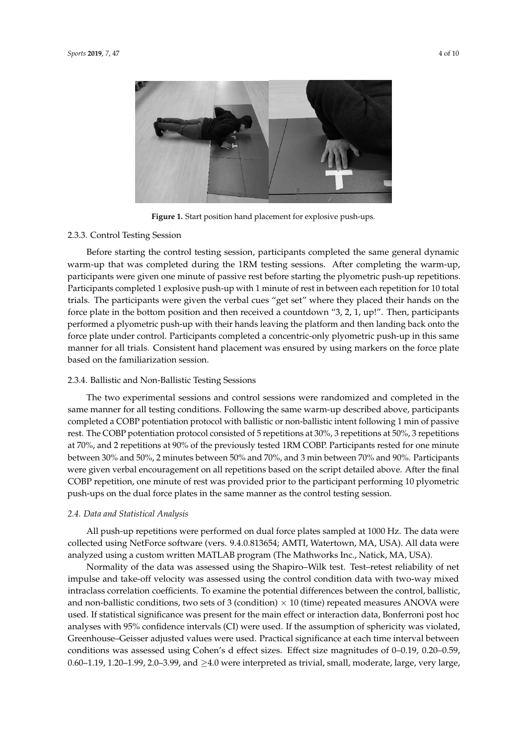**Figure 1.** Start position hand placement for explosive push-ups.

2.3.3. Control Testing Session

Before starting the control testing session, participants completed the same general dynamic warm-up that was completed during the 1RM testing sessions. After completing the warm-up, participants were given one minute of passive rest before starting the plyometric push-up repetitions. Participants completed 1 explosive push-up with 1 minute of rest in between each repetition for 10 total trials. The participants were given the verbal cues "get set" where they placed their hands on the force plate in the bottom position and then received a countdown "3, 2, 1, up!". Then, participants performed a plyometric push-up with their hands leaving the platform and then landing back onto the force plate under control. Participants completed a concentric-only plyometric push-up in this same manner for all trials. Consistent hand placement was ensured by using markers on the force plate based on the familiarization session.

2.3.4. Ballistic and Non-Ballistic Testing Sessions

The two experimental sessions and control sessions were randomized and completed in the same manner for all testing conditions. Following the same warm-up described above, participants completed a COBP potentiation protocol with ballistic or non-ballistic intent following 1 min of passive rest. The COBP potentiation protocol consisted of 5 repetitions at 30%, 3 repetitions at 50%, 3 repetitions at 70%, and 2 repetitions at 90% of the previously tested 1RM COBP. Participants rested for one minute between 30% and 50%, 2 minutes between 50% and 70%, and 3 min between 70% and 90%. Participants were given verbal encouragement on all repetitions based on the script detailed above. After the final COBP repetition, one minute of rest was provided prior to the participant performing 10 plyometric push-ups on the dual force plates in the same manner as the control testing session.

### *2.4. Data and Statistical Analysis*

All push-up repetitions were performed on dual force plates sampled at 1000 Hz. The data were collected using NetForce software (vers. 9.4.0.813654; AMTI, Watertown, MA, USA). All data were analyzed using a custom written MATLAB program (The Mathworks Inc., Natick, MA, USA).

Normality of the data was assessed using the Shapiro–Wilk test. Test–retest reliability of net impulse and take-off velocity was assessed using the control condition data with two-way mixed intraclass correlation coefficients. To examine the potential differences between the control, ballistic, and non-ballistic conditions, two sets of 3 (condition) $\times$ 10 (time) repeated measures ANOVA were used. If statistical significance was present for the main effect or interaction data, Bonferroni post hoc analyses with 95% confidence intervals (CI) were used. If the assumption of sphericity was violated, Greenhouse–Geisser adjusted values were used. Practical significance at each time interval between conditions was assessed using Cohen's d effect sizes. Effect size magnitudes of 0–0.19, 0.20–0.59, 0.60–1.19, 1.20–1.99, 2.0–3.99, and $\geq$4.0 were interpreted as trivial, small, moderate, large, very large,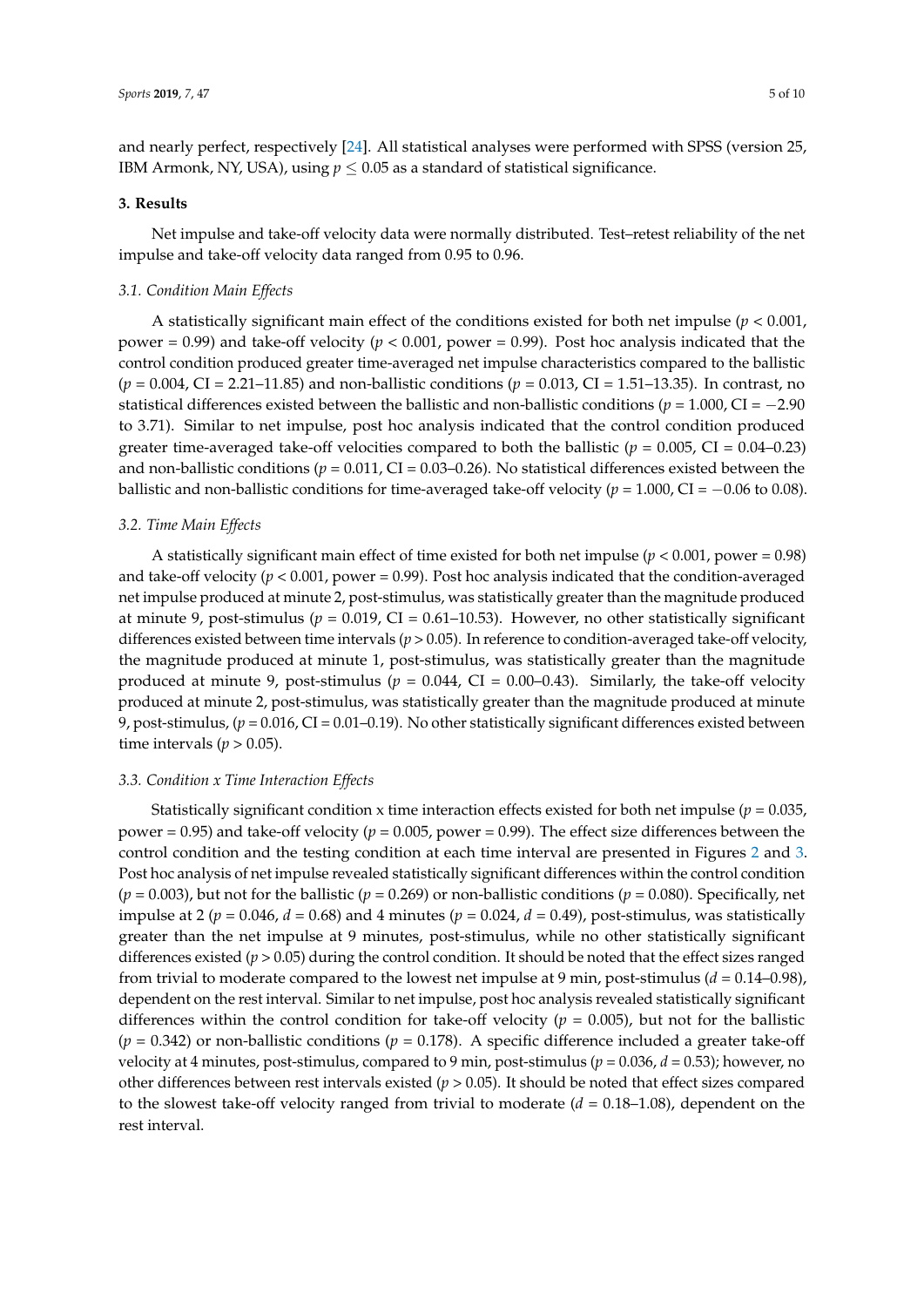and nearly perfect, respectively [24]. All statistical analyses were performed with SPSS (version 25, IBM Armonk, NY, USA), using $p \leq 0.05$ as a standard of statistical significance.

## 3. Results

Net impulse and take-off velocity data were normally distributed. Test–retest reliability of the net impulse and take-off velocity data ranged from 0.95 to 0.96.

### 3.1. Condition Main Effects

A statistically significant main effect of the conditions existed for both net impulse ($p < 0.001$, power = 0.99) and take-off velocity ($p < 0.001$, power = 0.99). Post hoc analysis indicated that the control condition produced greater time-averaged net impulse characteristics compared to the ballistic ($p = 0.004$, CI = 2.21–11.85) and non-ballistic conditions ($p = 0.013$, CI = 1.51–13.35). In contrast, no statistical differences existed between the ballistic and non-ballistic conditions ($p = 1.000$, CI = −2.90 to 3.71). Similar to net impulse, post hoc analysis indicated that the control condition produced greater time-averaged take-off velocities compared to both the ballistic ($p = 0.005$, CI = 0.04–0.23) and non-ballistic conditions ($p = 0.011$, CI = 0.03–0.26). No statistical differences existed between the ballistic and non-ballistic conditions for time-averaged take-off velocity ($p = 1.000$, CI = −0.06 to 0.08).

### 3.2. Time Main Effects

A statistically significant main effect of time existed for both net impulse ($p < 0.001$, power = 0.98) and take-off velocity ($p < 0.001$, power = 0.99). Post hoc analysis indicated that the condition-averaged net impulse produced at minute 2, post-stimulus, was statistically greater than the magnitude produced at minute 9, post-stimulus ($p = 0.019$, CI = 0.61–10.53). However, no other statistically significant differences existed between time intervals ($p > 0.05$). In reference to condition-averaged take-off velocity, the magnitude produced at minute 1, post-stimulus, was statistically greater than the magnitude produced at minute 9, post-stimulus ($p = 0.044$, CI = 0.00–0.43). Similarly, the take-off velocity produced at minute 2, post-stimulus, was statistically greater than the magnitude produced at minute 9, post-stimulus, ($p = 0.016$, CI = 0.01–0.19). No other statistically significant differences existed between time intervals ($p > 0.05$).

### 3.3. Condition x Time Interaction Effects

Statistically significant condition x time interaction effects existed for both net impulse ($p = 0.035$, power = 0.95) and take-off velocity ($p = 0.005$, power = 0.99). The effect size differences between the control condition and the testing condition at each time interval are presented in Figures 2 and 3. Post hoc analysis of net impulse revealed statistically significant differences within the control condition ($p = 0.003$), but not for the ballistic ($p = 0.269$) or non-ballistic conditions ($p = 0.080$). Specifically, net impulse at 2 ($p = 0.046$, $d = 0.68$) and 4 minutes ($p = 0.024$, $d = 0.49$), post-stimulus, was statistically greater than the net impulse at 9 minutes, post-stimulus, while no other statistically significant differences existed ($p > 0.05$) during the control condition. It should be noted that the effect sizes ranged from trivial to moderate compared to the lowest net impulse at 9 min, post-stimulus ($d = 0.14$–$0.98$), dependent on the rest interval. Similar to net impulse, post hoc analysis revealed statistically significant differences within the control condition for take-off velocity ($p = 0.005$), but not for the ballistic ($p = 0.342$) or non-ballistic conditions ($p = 0.178$). A specific difference included a greater take-off velocity at 4 minutes, post-stimulus, compared to 9 min, post-stimulus ($p = 0.036$, $d = 0.53$); however, no other differences between rest intervals existed ($p > 0.05$). It should be noted that effect sizes compared to the slowest take-off velocity ranged from trivial to moderate ($d = 0.18$–$1.08$), dependent on the rest interval.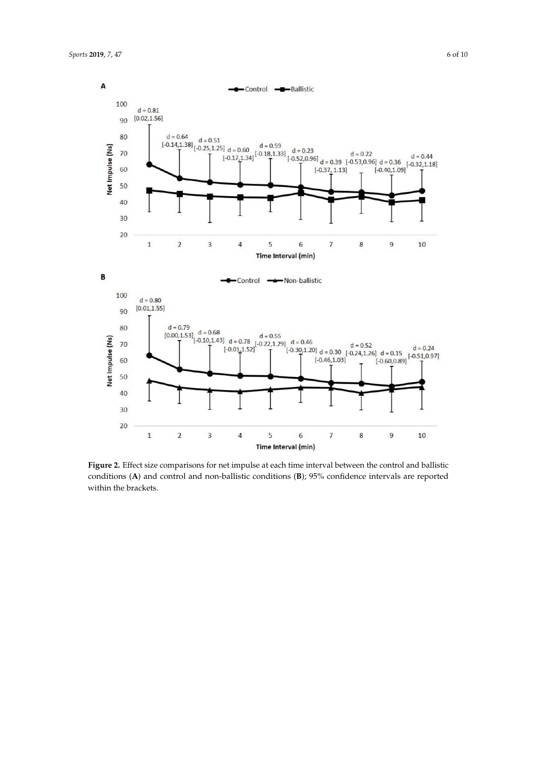**Figure 2.** Effect size comparisons for net impulse at each time interval between the control and ballistic conditions (**A**) and control and non-ballistic conditions (**B**); 95% confidence intervals are reported within the brackets.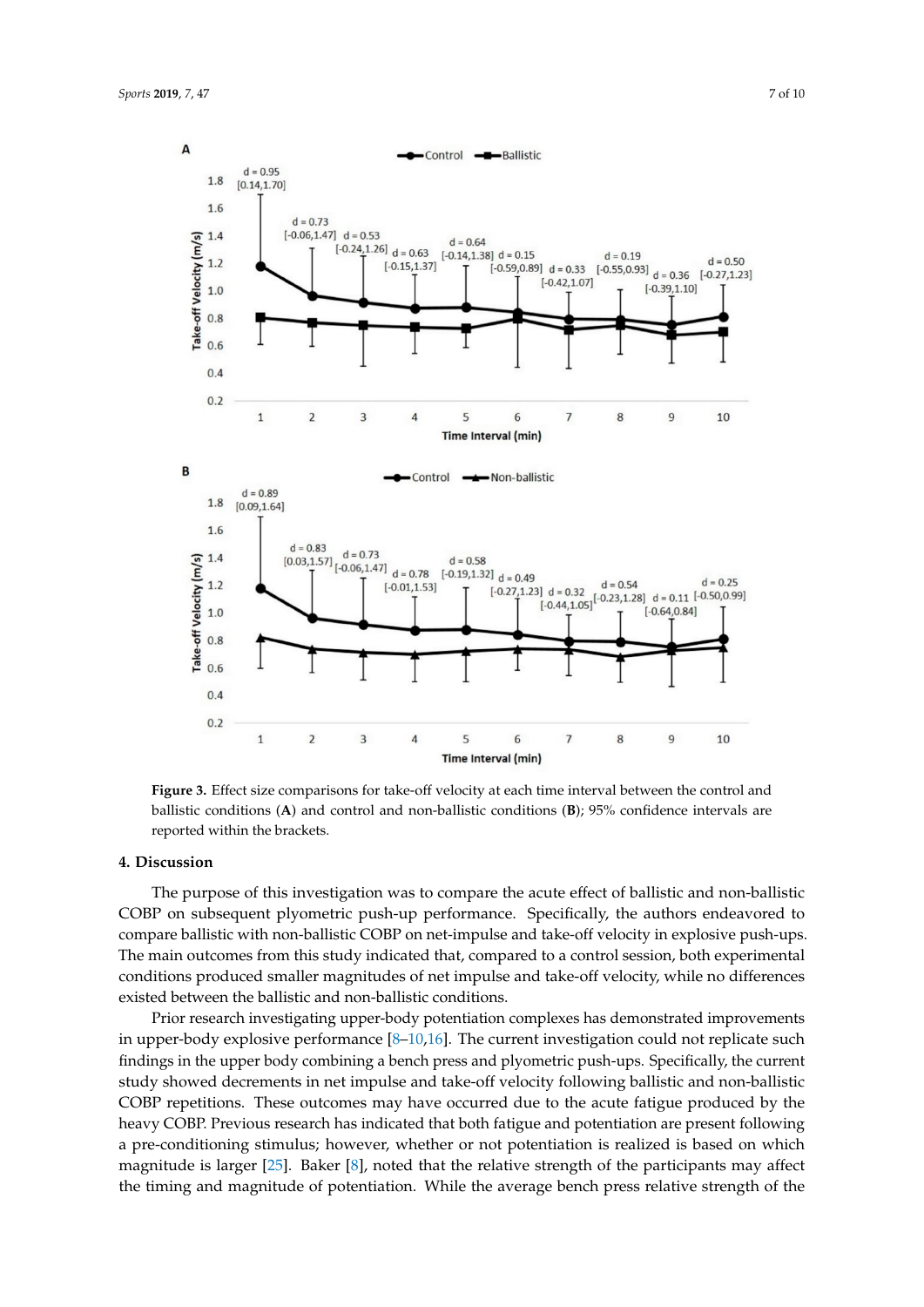**Figure 3.** Effect size comparisons for take-off velocity at each time interval between the control and ballistic conditions (**A**) and control and non-ballistic conditions (**B**); 95% confidence intervals are reported within the brackets.

## 4. Discussion

The purpose of this investigation was to compare the acute effect of ballistic and non-ballistic COBP on subsequent plyometric push-up performance. Specifically, the authors endeavored to compare ballistic with non-ballistic COBP on net-impulse and take-off velocity in explosive push-ups. The main outcomes from this study indicated that, compared to a control session, both experimental conditions produced smaller magnitudes of net impulse and take-off velocity, while no differences existed between the ballistic and non-ballistic conditions.

Prior research investigating upper-body potentiation complexes has demonstrated improvements in upper-body explosive performance [8–10,16]. The current investigation could not replicate such findings in the upper body combining a bench press and plyometric push-ups. Specifically, the current study showed decrements in net impulse and take-off velocity following ballistic and non-ballistic COBP repetitions. These outcomes may have occurred due to the acute fatigue produced by the heavy COBP. Previous research has indicated that both fatigue and potentiation are present following a pre-conditioning stimulus; however, whether or not potentiation is realized is based on which magnitude is larger [25]. Baker [8], noted that the relative strength of the participants may affect the timing and magnitude of potentiation. While the average bench press relative strength of the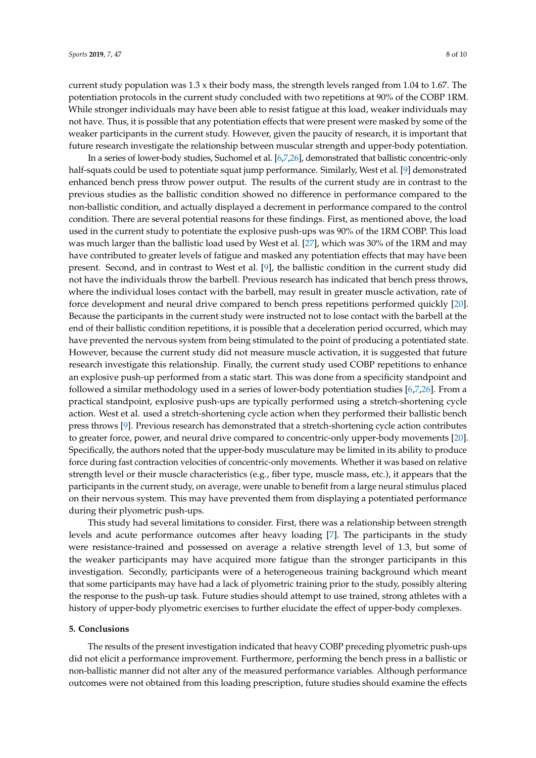current study population was 1.3 x their body mass, the strength levels ranged from 1.04 to 1.67. The potentiation protocols in the current study concluded with two repetitions at 90% of the COBP 1RM. While stronger individuals may have been able to resist fatigue at this load, weaker individuals may not have. Thus, it is possible that any potentiation effects that were present were masked by some of the weaker participants in the current study. However, given the paucity of research, it is important that future research investigate the relationship between muscular strength and upper-body potentiation.

In a series of lower-body studies, Suchomel et al. [6,7,26], demonstrated that ballistic concentric-only half-squats could be used to potentiate squat jump performance. Similarly, West et al. [9] demonstrated enhanced bench press throw power output. The results of the current study are in contrast to the previous studies as the ballistic condition showed no difference in performance compared to the non-ballistic condition, and actually displayed a decrement in performance compared to the control condition. There are several potential reasons for these findings. First, as mentioned above, the load used in the current study to potentiate the explosive push-ups was 90% of the 1RM COBP. This load was much larger than the ballistic load used by West et al. [27], which was 30% of the 1RM and may have contributed to greater levels of fatigue and masked any potentiation effects that may have been present. Second, and in contrast to West et al. [9], the ballistic condition in the current study did not have the individuals throw the barbell. Previous research has indicated that bench press throws, where the individual loses contact with the barbell, may result in greater muscle activation, rate of force development and neural drive compared to bench press repetitions performed quickly [20]. Because the participants in the current study were instructed not to lose contact with the barbell at the end of their ballistic condition repetitions, it is possible that a deceleration period occurred, which may have prevented the nervous system from being stimulated to the point of producing a potentiated state. However, because the current study did not measure muscle activation, it is suggested that future research investigate this relationship. Finally, the current study used COBP repetitions to enhance an explosive push-up performed from a static start. This was done from a specificity standpoint and followed a similar methodology used in a series of lower-body potentiation studies [6,7,26]. From a practical standpoint, explosive push-ups are typically performed using a stretch-shortening cycle action. West et al. used a stretch-shortening cycle action when they performed their ballistic bench press throws [9]. Previous research has demonstrated that a stretch-shortening cycle action contributes to greater force, power, and neural drive compared to concentric-only upper-body movements [20]. Specifically, the authors noted that the upper-body musculature may be limited in its ability to produce force during fast contraction velocities of concentric-only movements. Whether it was based on relative strength level or their muscle characteristics (e.g., fiber type, muscle mass, etc.), it appears that the participants in the current study, on average, were unable to benefit from a large neural stimulus placed on their nervous system. This may have prevented them from displaying a potentiated performance during their plyometric push-ups.

This study had several limitations to consider. First, there was a relationship between strength levels and acute performance outcomes after heavy loading [7]. The participants in the study were resistance-trained and possessed on average a relative strength level of 1.3, but some of the weaker participants may have acquired more fatigue than the stronger participants in this investigation. Secondly, participants were of a heterogeneous training background which meant that some participants may have had a lack of plyometric training prior to the study, possibly altering the response to the push-up task. Future studies should attempt to use trained, strong athletes with a history of upper-body plyometric exercises to further elucidate the effect of upper-body complexes.

## 5. Conclusions

The results of the present investigation indicated that heavy COBP preceding plyometric push-ups did not elicit a performance improvement. Furthermore, performing the bench press in a ballistic or non-ballistic manner did not alter any of the measured performance variables. Although performance outcomes were not obtained from this loading prescription, future studies should examine the effects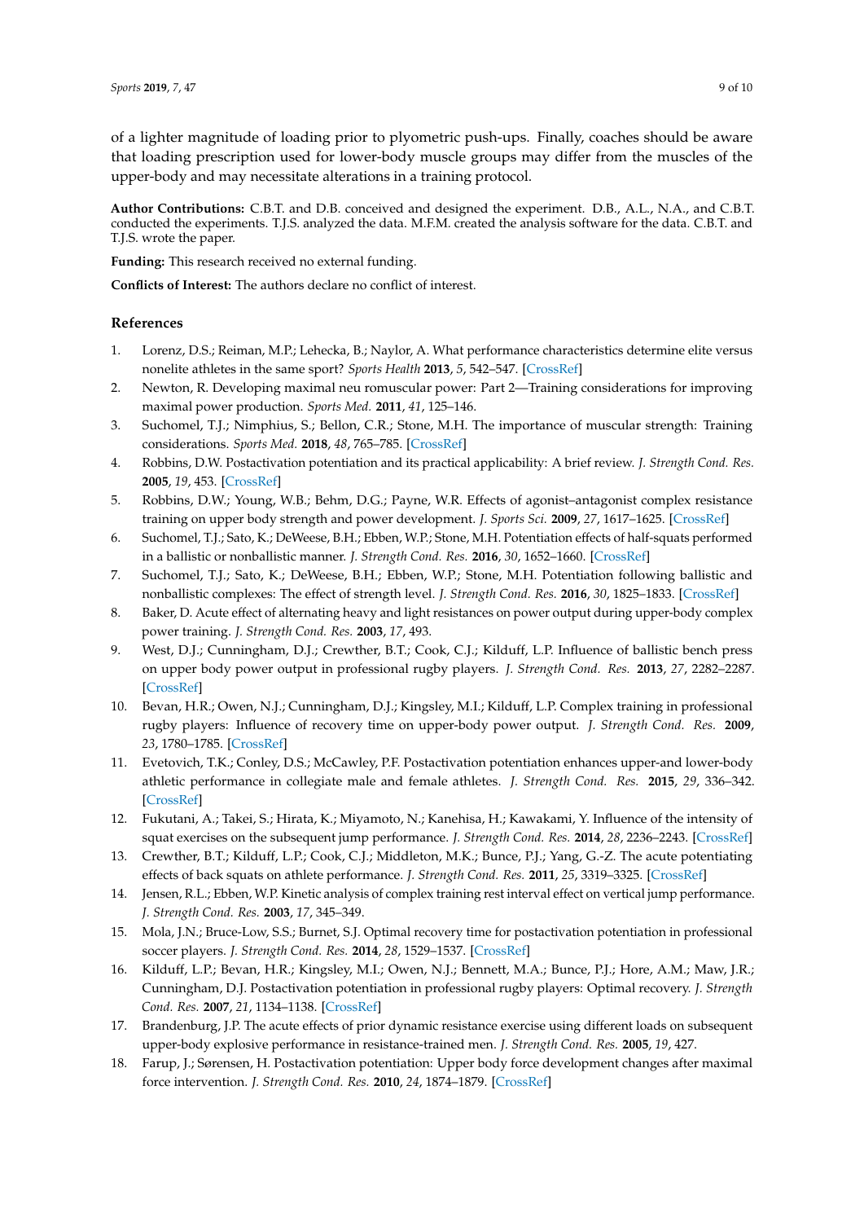of a lighter magnitude of loading prior to plyometric push-ups. Finally, coaches should be aware that loading prescription used for lower-body muscle groups may differ from the muscles of the upper-body and may necessitate alterations in a training protocol.

**Author Contributions:** C.B.T. and D.B. conceived and designed the experiment. D.B., A.L., N.A., and C.B.T. conducted the experiments. T.J.S. analyzed the data. M.F.M. created the analysis software for the data. C.B.T. and T.J.S. wrote the paper.

**Funding:** This research received no external funding.

**Conflicts of Interest:** The authors declare no conflict of interest.

## References

1. Lorenz, D.S.; Reiman, M.P.; Lehecka, B.; Naylor, A. What performance characteristics determine elite versus nonelite athletes in the same sport? *Sports Health* **2013**, *5*, 542–547. [CrossRef]
2. Newton, R. Developing maximal neu romuscular power: Part 2—Training considerations for improving maximal power production. *Sports Med.* **2011**, *41*, 125–146.
3. Suchomel, T.J.; Nimphius, S.; Bellon, C.R.; Stone, M.H. The importance of muscular strength: Training considerations. *Sports Med.* **2018**, *48*, 765–785. [CrossRef]
4. Robbins, D.W. Postactivation potentiation and its practical applicability: A brief review. *J. Strength Cond. Res.* **2005**, *19*, 453. [CrossRef]
5. Robbins, D.W.; Young, W.B.; Behm, D.G.; Payne, W.R. Effects of agonist–antagonist complex resistance training on upper body strength and power development. *J. Sports Sci.* **2009**, *27*, 1617–1625. [CrossRef]
6. Suchomel, T.J.; Sato, K.; DeWeese, B.H.; Ebben, W.P.; Stone, M.H. Potentiation effects of half-squats performed in a ballistic or nonballistic manner. *J. Strength Cond. Res.* **2016**, *30*, 1652–1660. [CrossRef]
7. Suchomel, T.J.; Sato, K.; DeWeese, B.H.; Ebben, W.P.; Stone, M.H. Potentiation following ballistic and nonballistic complexes: The effect of strength level. *J. Strength Cond. Res.* **2016**, *30*, 1825–1833. [CrossRef]
8. Baker, D. Acute effect of alternating heavy and light resistances on power output during upper-body complex power training. *J. Strength Cond. Res.* **2003**, *17*, 493.
9. West, D.J.; Cunningham, D.J.; Crewther, B.T.; Cook, C.J.; Kilduff, L.P. Influence of ballistic bench press on upper body power output in professional rugby players. *J. Strength Cond. Res.* **2013**, *27*, 2282–2287. [CrossRef]
10. Bevan, H.R.; Owen, N.J.; Cunningham, D.J.; Kingsley, M.I.; Kilduff, L.P. Complex training in professional rugby players: Influence of recovery time on upper-body power output. *J. Strength Cond. Res.* **2009**, *23*, 1780–1785. [CrossRef]
11. Evetovich, T.K.; Conley, D.S.; McCawley, P.F. Postactivation potentiation enhances upper-and lower-body athletic performance in collegiate male and female athletes. *J. Strength Cond. Res.* **2015**, *29*, 336–342. [CrossRef]
12. Fukutani, A.; Takei, S.; Hirata, K.; Miyamoto, N.; Kanehisa, H.; Kawakami, Y. Influence of the intensity of squat exercises on the subsequent jump performance. *J. Strength Cond. Res.* **2014**, *28*, 2236–2243. [CrossRef]
13. Crewther, B.T.; Kilduff, L.P.; Cook, C.J.; Middleton, M.K.; Bunce, P.J.; Yang, G.-Z. The acute potentiating effects of back squats on athlete performance. *J. Strength Cond. Res.* **2011**, *25*, 3319–3325. [CrossRef]
14. Jensen, R.L.; Ebben, W.P. Kinetic analysis of complex training rest interval effect on vertical jump performance. *J. Strength Cond. Res.* **2003**, *17*, 345–349.
15. Mola, J.N.; Bruce-Low, S.S.; Burnet, S.J. Optimal recovery time for postactivation potentiation in professional soccer players. *J. Strength Cond. Res.* **2014**, *28*, 1529–1537. [CrossRef]
16. Kilduff, L.P.; Bevan, H.R.; Kingsley, M.I.; Owen, N.J.; Bennett, M.A.; Bunce, P.J.; Hore, A.M.; Maw, J.R.; Cunningham, D.J. Postactivation potentiation in professional rugby players: Optimal recovery. *J. Strength Cond. Res.* **2007**, *21*, 1134–1138. [CrossRef]
17. Brandenburg, J.P. The acute effects of prior dynamic resistance exercise using different loads on subsequent upper-body explosive performance in resistance-trained men. *J. Strength Cond. Res.* **2005**, *19*, 427.
18. Farup, J.; Sørensen, H. Postactivation potentiation: Upper body force development changes after maximal force intervention. *J. Strength Cond. Res.* **2010**, *24*, 1874–1879. [CrossRef]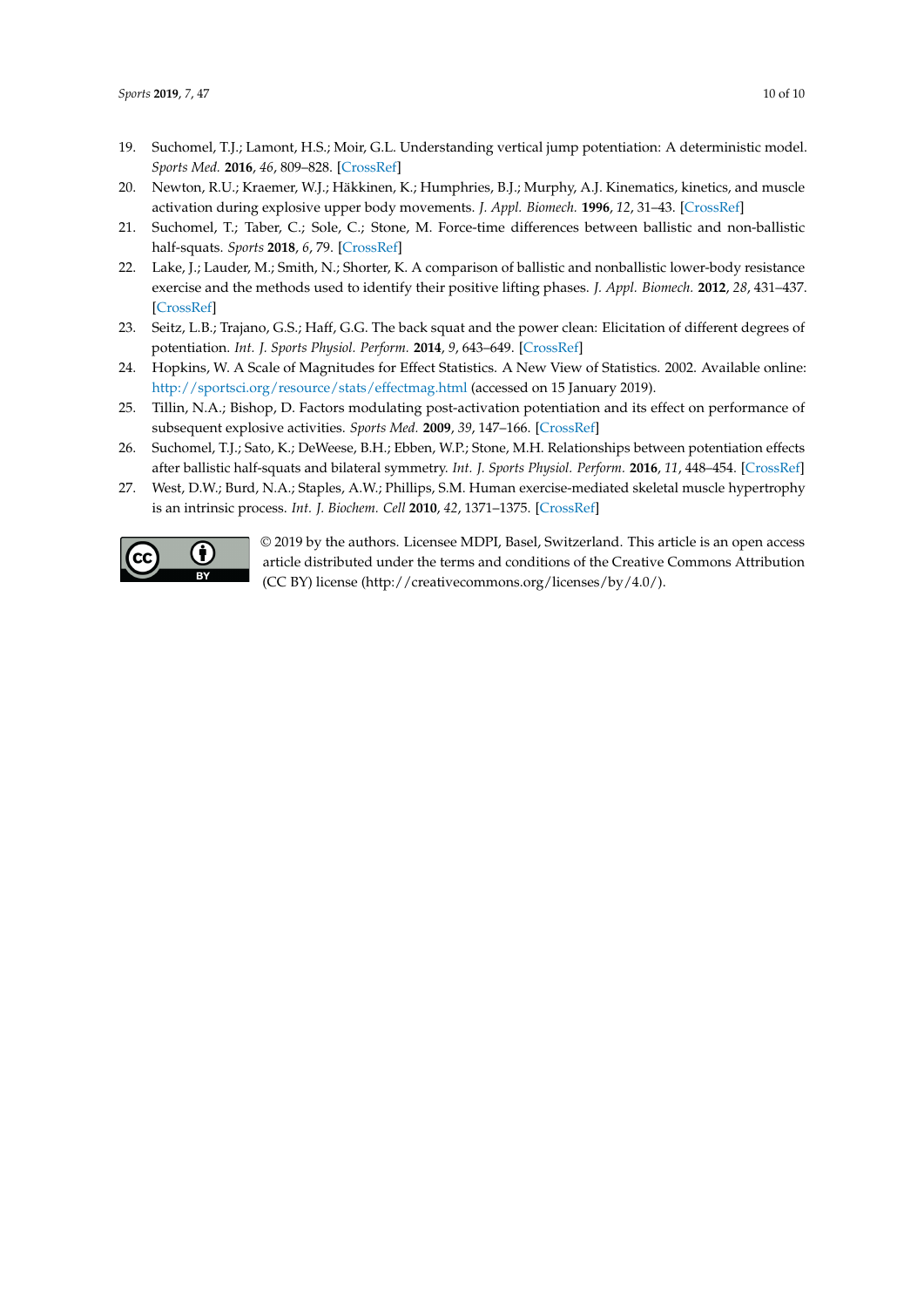19. Suchomel, T.J.; Lamont, H.S.; Moir, G.L. Understanding vertical jump potentiation: A deterministic model. *Sports Med.* **2016**, *46*, 809–828. [CrossRef]
20. Newton, R.U.; Kraemer, W.J.; Häkkinen, K.; Humphries, B.J.; Murphy, A.J. Kinematics, kinetics, and muscle activation during explosive upper body movements. *J. Appl. Biomech.* **1996**, *12*, 31–43. [CrossRef]
21. Suchomel, T.; Taber, C.; Sole, C.; Stone, M. Force-time differences between ballistic and non-ballistic half-squats. *Sports* **2018**, *6*, 79. [CrossRef]
22. Lake, J.; Lauder, M.; Smith, N.; Shorter, K. A comparison of ballistic and nonballistic lower-body resistance exercise and the methods used to identify their positive lifting phases. *J. Appl. Biomech.* **2012**, *28*, 431–437. [CrossRef]
23. Seitz, L.B.; Trajano, G.S.; Haff, G.G. The back squat and the power clean: Elicitation of different degrees of potentiation. *Int. J. Sports Physiol. Perform.* **2014**, *9*, 643–649. [CrossRef]
24. Hopkins, W. A Scale of Magnitudes for Effect Statistics. A New View of Statistics. 2002. Available online: http://sportsci.org/resource/stats/effectmag.html (accessed on 15 January 2019).
25. Tillin, N.A.; Bishop, D. Factors modulating post-activation potentiation and its effect on performance of subsequent explosive activities. *Sports Med.* **2009**, *39*, 147–166. [CrossRef]
26. Suchomel, T.J.; Sato, K.; DeWeese, B.H.; Ebben, W.P.; Stone, M.H. Relationships between potentiation effects after ballistic half-squats and bilateral symmetry. *Int. J. Sports Physiol. Perform.* **2016**, *11*, 448–454. [CrossRef]
27. West, D.W.; Burd, N.A.; Staples, A.W.; Phillips, S.M. Human exercise-mediated skeletal muscle hypertrophy is an intrinsic process. *Int. J. Biochem. Cell* **2010**, *42*, 1371–1375. [CrossRef]

© 2019 by the authors. Licensee MDPI, Basel, Switzerland. This article is an open access article distributed under the terms and conditions of the Creative Commons Attribution (CC BY) license (http://creativecommons.org/licenses/by/4.0/).